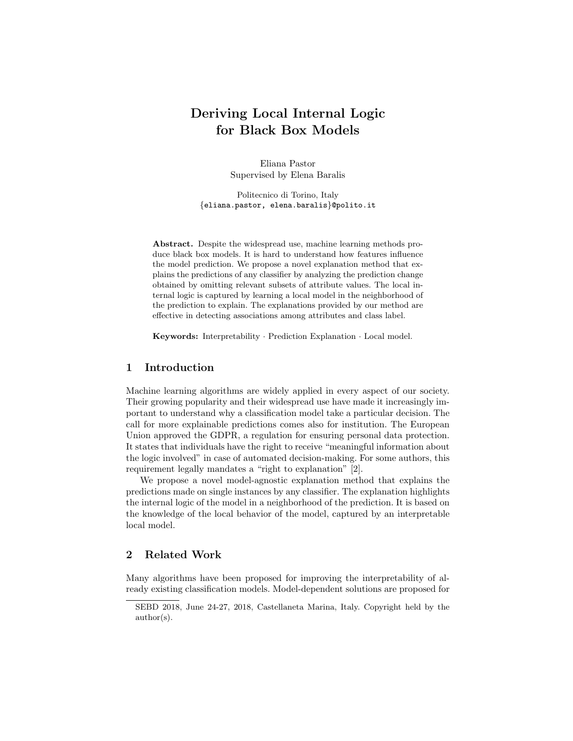# Deriving Local Internal Logic for Black Box Models

Eliana Pastor
Supervised by Elena Baralis

Politecnico di Torino, Italy
{eliana.pastor, elena.baralis}@polito.it

**Abstract.** Despite the widespread use, machine learning methods produce black box models. It is hard to understand how features influence the model prediction. We propose a novel explanation method that explains the predictions of any classifier by analyzing the prediction change obtained by omitting relevant subsets of attribute values. The local internal logic is captured by learning a local model in the neighborhood of the prediction to explain. The explanations provided by our method are effective in detecting associations among attributes and class label.

**Keywords:** Interpretability · Prediction Explanation · Local model.

## 1 Introduction

Machine learning algorithms are widely applied in every aspect of our society. Their growing popularity and their widespread use have made it increasingly important to understand why a classification model take a particular decision. The call for more explainable predictions comes also for institution. The European Union approved the GDPR, a regulation for ensuring personal data protection. It states that individuals have the right to receive "meaningful information about the logic involved" in case of automated decision-making. For some authors, this requirement legally mandates a "right to explanation" [2].

We propose a novel model-agnostic explanation method that explains the predictions made on single instances by any classifier. The explanation highlights the internal logic of the model in a neighborhood of the prediction. It is based on the knowledge of the local behavior of the model, captured by an interpretable local model.

## 2 Related Work

Many algorithms have been proposed for improving the interpretability of already existing classification models. Model-dependent solutions are proposed for

SEBD 2018, June 24-27, 2018, Castellaneta Marina, Italy. Copyright held by the author(s).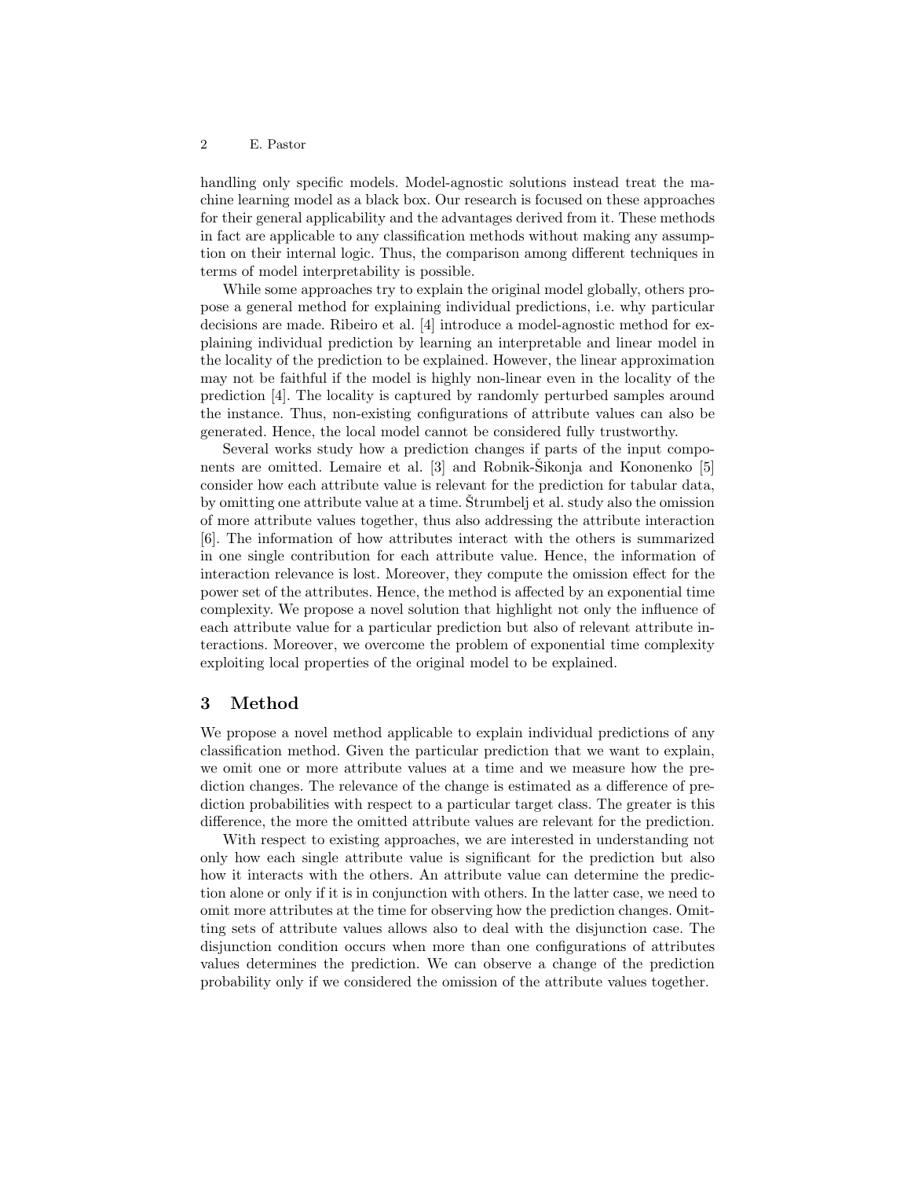handling only specific models. Model-agnostic solutions instead treat the machine learning model as a black box. Our research is focused on these approaches for their general applicability and the advantages derived from it. These methods in fact are applicable to any classification methods without making any assumption on their internal logic. Thus, the comparison among different techniques in terms of model interpretability is possible.

While some approaches try to explain the original model globally, others propose a general method for explaining individual predictions, i.e. why particular decisions are made. Ribeiro et al. [4] introduce a model-agnostic method for explaining individual prediction by learning an interpretable and linear model in the locality of the prediction to be explained. However, the linear approximation may not be faithful if the model is highly non-linear even in the locality of the prediction [4]. The locality is captured by randomly perturbed samples around the instance. Thus, non-existing configurations of attribute values can also be generated. Hence, the local model cannot be considered fully trustworthy.

Several works study how a prediction changes if parts of the input components are omitted. Lemaire et al. [3] and Robnik-Šikonja and Kononenko [5] consider how each attribute value is relevant for the prediction for tabular data, by omitting one attribute value at a time. Štrumbelj et al. study also the omission of more attribute values together, thus also addressing the attribute interaction [6]. The information of how attributes interact with the others is summarized in one single contribution for each attribute value. Hence, the information of interaction relevance is lost. Moreover, they compute the omission effect for the power set of the attributes. Hence, the method is affected by an exponential time complexity. We propose a novel solution that highlight not only the influence of each attribute value for a particular prediction but also of relevant attribute interactions. Moreover, we overcome the problem of exponential time complexity exploiting local properties of the original model to be explained.

## 3 Method

We propose a novel method applicable to explain individual predictions of any classification method. Given the particular prediction that we want to explain, we omit one or more attribute values at a time and we measure how the prediction changes. The relevance of the change is estimated as a difference of prediction probabilities with respect to a particular target class. The greater is this difference, the more the omitted attribute values are relevant for the prediction.

With respect to existing approaches, we are interested in understanding not only how each single attribute value is significant for the prediction but also how it interacts with the others. An attribute value can determine the prediction alone or only if it is in conjunction with others. In the latter case, we need to omit more attributes at the time for observing how the prediction changes. Omitting sets of attribute values allows also to deal with the disjunction case. The disjunction condition occurs when more than one configurations of attributes values determines the prediction. We can observe a change of the prediction probability only if we considered the omission of the attribute values together.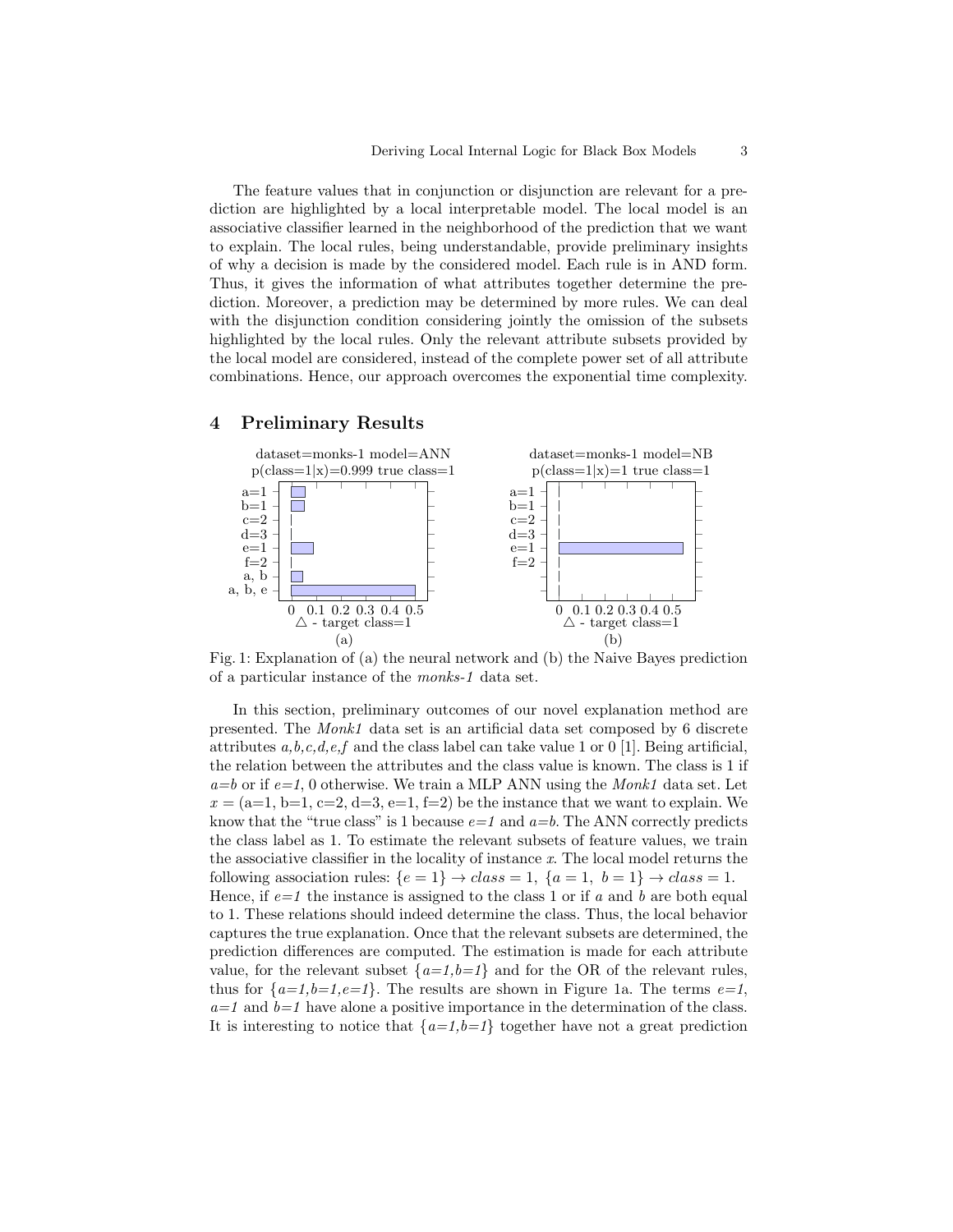The feature values that in conjunction or disjunction are relevant for a prediction are highlighted by a local interpretable model. The local model is an associative classifier learned in the neighborhood of the prediction that we want to explain. The local rules, being understandable, provide preliminary insights of why a decision is made by the considered model. Each rule is in AND form. Thus, it gives the information of what attributes together determine the prediction. Moreover, a prediction may be determined by more rules. We can deal with the disjunction condition considering jointly the omission of the subsets highlighted by the local rules. Only the relevant attribute subsets provided by the local model are considered, instead of the complete power set of all attribute combinations. Hence, our approach overcomes the exponential time complexity.

## 4 Preliminary Results

Fig. 1: Explanation of (a) the neural network and (b) the Naive Bayes prediction of a particular instance of the *monks-1* data set.

In this section, preliminary outcomes of our novel explanation method are presented. The *Monk1* data set is an artificial data set composed by 6 discrete attributes *a,b,c,d,e,f* and the class label can take value 1 or 0 [1]. Being artificial, the relation between the attributes and the class value is known. The class is 1 if *a=b* or if *e=1*, 0 otherwise. We train a MLP ANN using the *Monk1* data set. Let $x$ = (a=1, b=1, c=2, d=3, e=1, f=2) be the instance that we want to explain. We know that the "true class" is 1 because *e=1* and *a=b*. The ANN correctly predicts the class label as 1. To estimate the relevant subsets of feature values, we train the associative classifier in the locality of instance $x$. The local model returns the following association rules: $\{e = 1\} \rightarrow class = 1$, $\{a = 1,\ b = 1\} \rightarrow class = 1$. Hence, if *e=1* the instance is assigned to the class 1 or if $a$ and $b$ are both equal to 1. These relations should indeed determine the class. Thus, the local behavior captures the true explanation. Once that the relevant subsets are determined, the prediction differences are computed. The estimation is made for each attribute value, for the relevant subset {*a=1,b=1*} and for the OR of the relevant rules, thus for {*a=1,b=1,e=1*}. The results are shown in Figure 1a. The terms *e=1*, *a=1* and *b=1* have alone a positive importance in the determination of the class. It is interesting to notice that {*a=1,b=1*} together have not a great prediction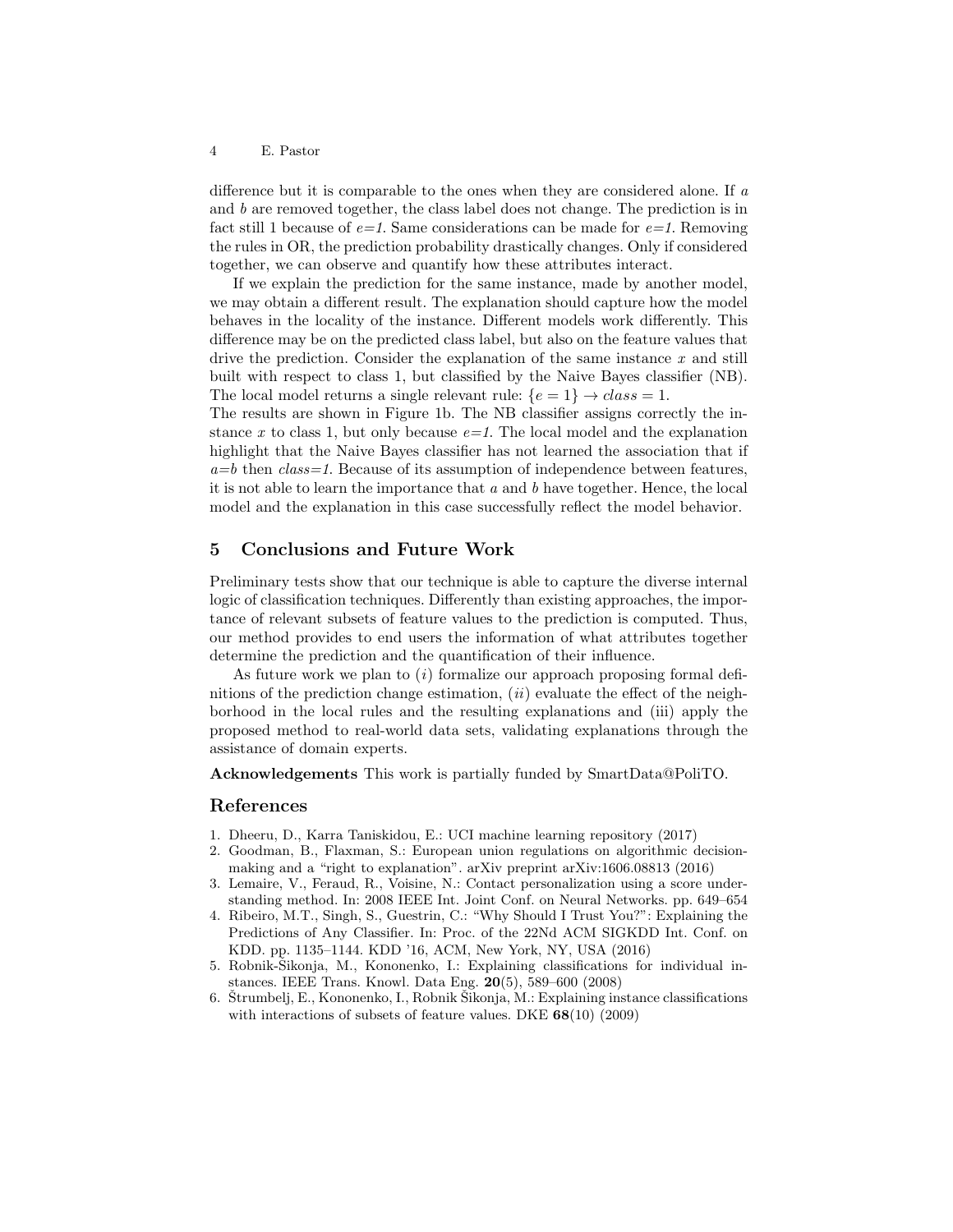difference but it is comparable to the ones when they are considered alone. If $a$ and $b$ are removed together, the class label does not change. The prediction is in fact still 1 because of *e=1*. Same considerations can be made for *e=1*. Removing the rules in OR, the prediction probability drastically changes. Only if considered together, we can observe and quantify how these attributes interact.

If we explain the prediction for the same instance, made by another model, we may obtain a different result. The explanation should capture how the model behaves in the locality of the instance. Different models work differently. This difference may be on the predicted class label, but also on the feature values that drive the prediction. Consider the explanation of the same instance $x$ and still built with respect to class 1, but classified by the Naive Bayes classifier (NB). The local model returns a single relevant rule: $\{e = 1\} \rightarrow class = 1$.
The results are shown in Figure 1b. The NB classifier assigns correctly the instance $x$ to class 1, but only because *e=1*. The local model and the explanation highlight that the Naive Bayes classifier has not learned the association that if *a=b* then *class=1*. Because of its assumption of independence between features, it is not able to learn the importance that $a$ and $b$ have together. Hence, the local model and the explanation in this case successfully reflect the model behavior.

## 5 Conclusions and Future Work

Preliminary tests show that our technique is able to capture the diverse internal logic of classification techniques. Differently than existing approaches, the importance of relevant subsets of feature values to the prediction is computed. Thus, our method provides to end users the information of what attributes together determine the prediction and the quantification of their influence.

As future work we plan to (*i*) formalize our approach proposing formal definitions of the prediction change estimation, (*ii*) evaluate the effect of the neighborhood in the local rules and the resulting explanations and (iii) apply the proposed method to real-world data sets, validating explanations through the assistance of domain experts.

**Acknowledgements** This work is partially funded by SmartData@PoliTO.

## References

1. Dheeru, D., Karra Taniskidou, E.: UCI machine learning repository (2017)
2. Goodman, B., Flaxman, S.: European union regulations on algorithmic decision-making and a "right to explanation". arXiv preprint arXiv:1606.08813 (2016)
3. Lemaire, V., Feraud, R., Voisine, N.: Contact personalization using a score understanding method. In: 2008 IEEE Int. Joint Conf. on Neural Networks. pp. 649–654
4. Ribeiro, M.T., Singh, S., Guestrin, C.: "Why Should I Trust You?": Explaining the Predictions of Any Classifier. In: Proc. of the 22Nd ACM SIGKDD Int. Conf. on KDD. pp. 1135–1144. KDD '16, ACM, New York, NY, USA (2016)
5. Robnik-Sikonja, M., Kononenko, I.: Explaining classifications for individual instances. IEEE Trans. Knowl. Data Eng. **20**(5), 589–600 (2008)
6. Štrumbelj, E., Kononenko, I., Robnik Šikonja, M.: Explaining instance classifications with interactions of subsets of feature values. DKE **68**(10) (2009)